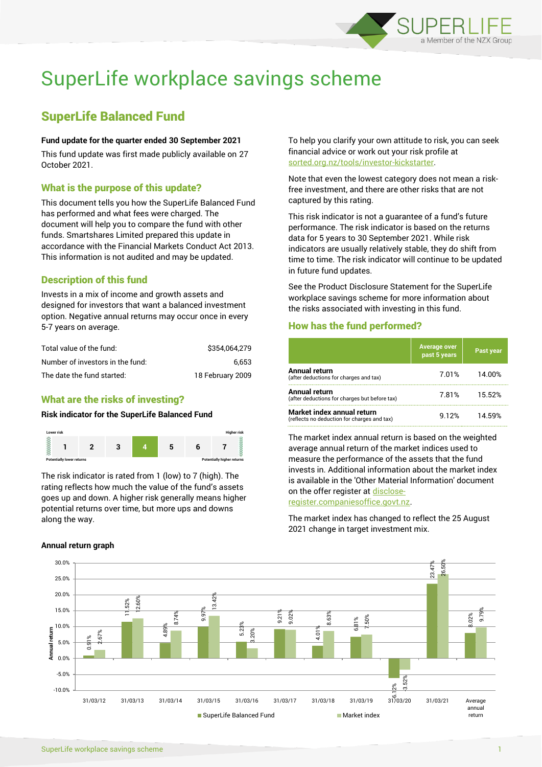# SuperLife workplace savings scheme

## SuperLife Balanced Fund

**Fund update for the quarter ended 30 September 2021**

This fund update was first made publicly available on 27 October 2021.

### What is the purpose of this update?

This document tells you how the SuperLife Balanced Fund has performed and what fees were charged. The document will help you to compare the fund with other funds. Smartshares Limited prepared this update in accordance with the Financial Markets Conduct Act 2013. This information is not audited and may be updated.

### Description of this fund

Invests in a mix of income and growth assets and designed for investors that want a balanced investment option. Negative annual returns may occur once in every 5-7 years on average.

| | |
|---|---|
| Total value of the fund: | $354,064,279 |
| Number of investors in the fund: | 6,653 |
| The date the fund started: | 18 February 2009 |

### What are the risks of investing?

**Risk indicator for the SuperLife Balanced Fund**

| Lower risk | | | | | | Higher risk |
|---|---|---|---|---|---|---|
| 1 | 2 | 3 | **4** | 5 | 6 | 7 |
| Potentially lower returns | | | | | | Potentially higher returns |

The risk indicator is rated from 1 (low) to 7 (high). The rating reflects how much the value of the fund's assets goes up and down. A higher risk generally means higher potential returns over time, but more ups and downs along the way.

To help you clarify your own attitude to risk, you can seek financial advice or work out your risk profile at sorted.org.nz/tools/investor-kickstarter.

Note that even the lowest category does not mean a risk-free investment, and there are other risks that are not captured by this rating.

This risk indicator is not a guarantee of a fund's future performance. The risk indicator is based on the returns data for 5 years to 30 September 2021. While risk indicators are usually relatively stable, they do shift from time to time. The risk indicator will continue to be updated in future fund updates.

See the Product Disclosure Statement for the SuperLife workplace savings scheme for more information about the risks associated with investing in this fund.

### How has the fund performed?

| | Average over past 5 years | Past year |
|---|---|---|
| **Annual return** (after deductions for charges and tax) | 7.01% | 14.00% |
| **Annual return** (after deductions for charges but before tax) | 7.81% | 15.52% |
| **Market index annual return** (reflects no deduction for charges and tax) | 9.12% | 14.59% |

The market index annual return is based on the weighted average annual return of the market indices used to measure the performance of the assets that the fund invests in. Additional information about the market index is available in the 'Other Material Information' document on the offer register at disclose-register.companiesoffice.govt.nz.

The market index has changed to reflect the 25 August 2021 change in target investment mix.

**Annual return graph**

| | SuperLife Balanced Fund | Market index |
|---|---|---|
| 31/03/12 | 0.91% | 2.67% |
| 31/03/13 | 11.52% | 12.60% |
| 31/03/14 | 4.89% | 8.74% |
| 31/03/15 | 9.97% | 13.42% |
| 31/03/16 | 5.23% | 3.20% |
| 31/03/17 | 9.21% | 9.02% |
| 31/03/18 | 4.01% | 8.63% |
| 31/03/19 | 6.81% | 7.50% |
| 31/03/20 | -6.12% | -3.52% |
| 31/03/21 | 23.47% | 26.50% |
| Average annual return | 8.02% | 9.79% |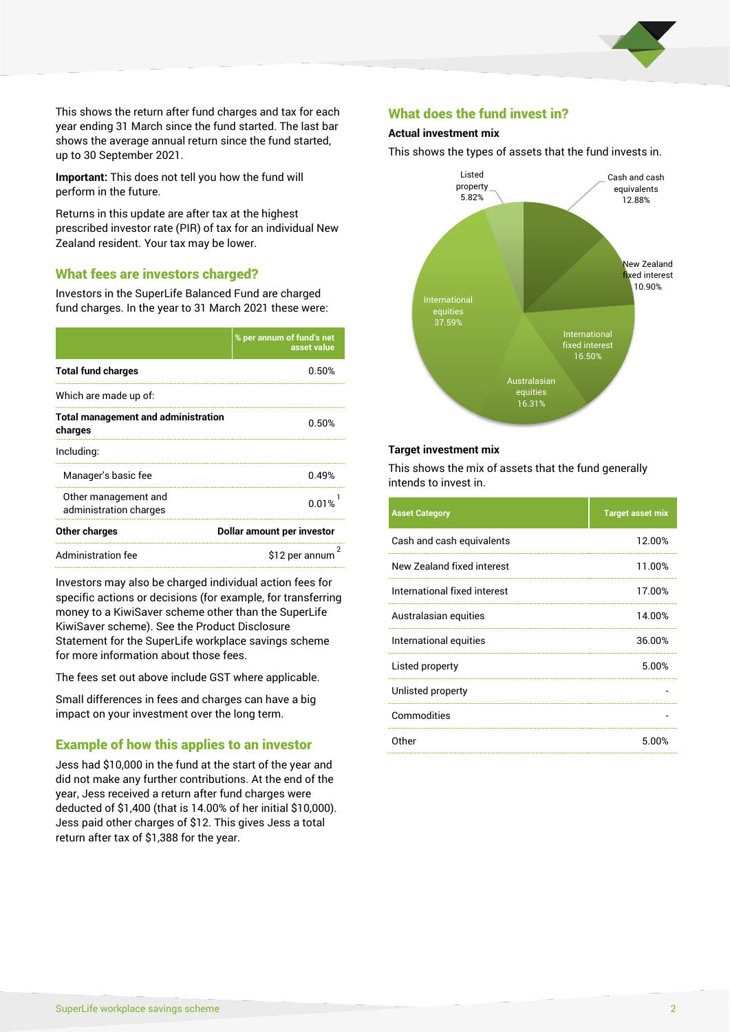This shows the return after fund charges and tax for each year ending 31 March since the fund started. The last bar shows the average annual return since the fund started, up to 30 September 2021.

**Important:** This does not tell you how the fund will perform in the future.

Returns in this update are after tax at the highest prescribed investor rate (PIR) of tax for an individual New Zealand resident. Your tax may be lower.

## What fees are investors charged?

Investors in the SuperLife Balanced Fund are charged fund charges. In the year to 31 March 2021 these were:

| | % per annum of fund's net asset value |
|---|---|
| **Total fund charges** | 0.50% |
| Which are made up of: | |
| **Total management and administration charges** | 0.50% |
| Including: | |
| Manager's basic fee | 0.49% |
| Other management and administration charges | 0.01% [1] |
| **Other charges** | **Dollar amount per investor** |
| Administration fee | $12 per annum [2] |

Investors may also be charged individual action fees for specific actions or decisions (for example, for transferring money to a KiwiSaver scheme other than the SuperLife KiwiSaver scheme). See the Product Disclosure Statement for the SuperLife workplace savings scheme for more information about those fees.

The fees set out above include GST where applicable.

Small differences in fees and charges can have a big impact on your investment over the long term.

## Example of how this applies to an investor

Jess had $10,000 in the fund at the start of the year and did not make any further contributions. At the end of the year, Jess received a return after fund charges were deducted of $1,400 (that is 14.00% of her initial $10,000). Jess paid other charges of $12. This gives Jess a total return after tax of $1,388 for the year.

## What does the fund invest in?

### Actual investment mix

This shows the types of assets that the fund invests in.

| Asset Category | Actual mix |
|---|---|
| Cash and cash equivalents | 12.88% |
| New Zealand fixed interest | 10.90% |
| International fixed interest | 16.50% |
| Australasian equities | 16.31% |
| International equities | 37.59% |
| Listed property | 5.82% |

### Target investment mix

This shows the mix of assets that the fund generally intends to invest in.

| Asset Category | Target asset mix |
|---|---|
| Cash and cash equivalents | 12.00% |
| New Zealand fixed interest | 11.00% |
| International fixed interest | 17.00% |
| Australasian equities | 14.00% |
| International equities | 36.00% |
| Listed property | 5.00% |
| Unlisted property | - |
| Commodities | - |
| Other | 5.00% |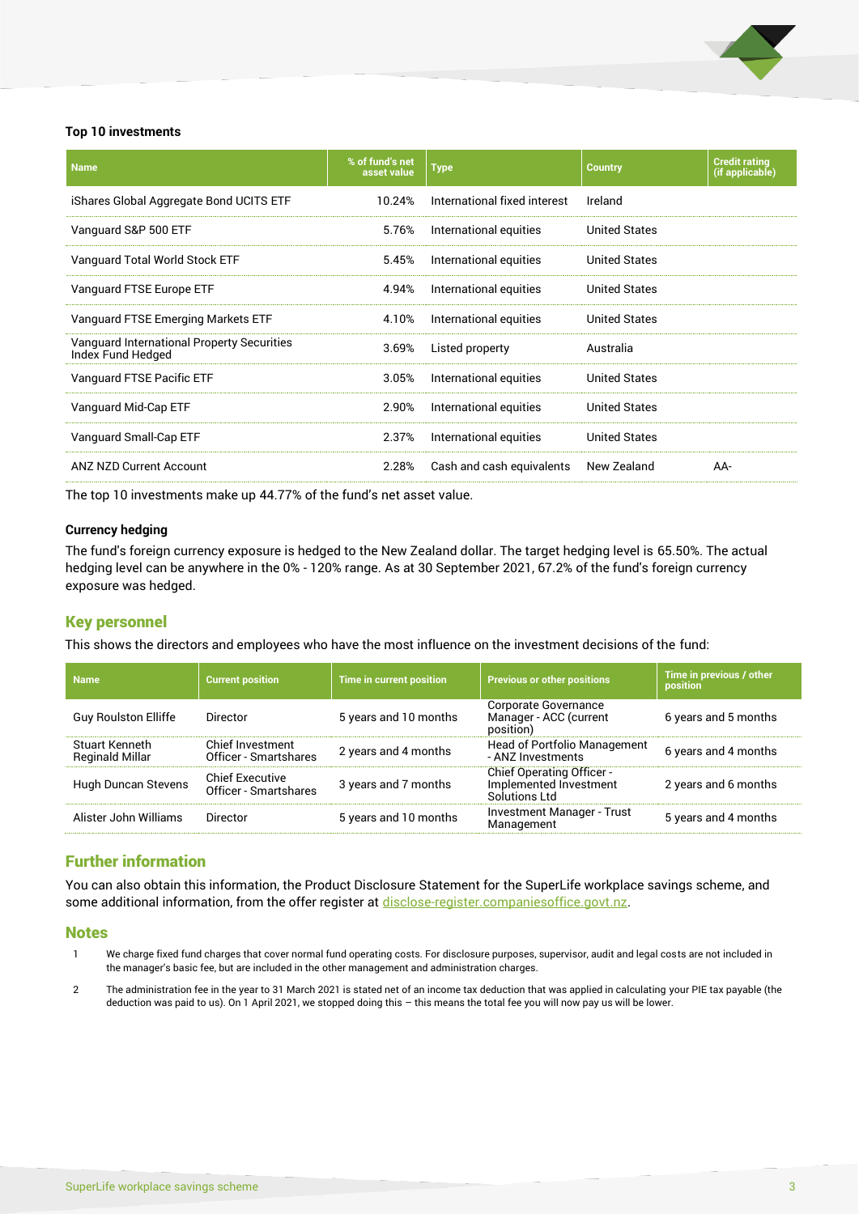### Top 10 investments

| Name | % of fund's net asset value | Type | Country | Credit rating (if applicable) |
|---|---|---|---|---|
| iShares Global Aggregate Bond UCITS ETF | 10.24% | International fixed interest | Ireland | |
| Vanguard S&P 500 ETF | 5.76% | International equities | United States | |
| Vanguard Total World Stock ETF | 5.45% | International equities | United States | |
| Vanguard FTSE Europe ETF | 4.94% | International equities | United States | |
| Vanguard FTSE Emerging Markets ETF | 4.10% | International equities | United States | |
| Vanguard International Property Securities Index Fund Hedged | 3.69% | Listed property | Australia | |
| Vanguard FTSE Pacific ETF | 3.05% | International equities | United States | |
| Vanguard Mid-Cap ETF | 2.90% | International equities | United States | |
| Vanguard Small-Cap ETF | 2.37% | International equities | United States | |
| ANZ NZD Current Account | 2.28% | Cash and cash equivalents | New Zealand | AA- |

The top 10 investments make up 44.77% of the fund's net asset value.

### Currency hedging

The fund's foreign currency exposure is hedged to the New Zealand dollar. The target hedging level is 65.50%. The actual hedging level can be anywhere in the 0% - 120% range. As at 30 September 2021, 67.2% of the fund's foreign currency exposure was hedged.

## Key personnel

This shows the directors and employees who have the most influence on the investment decisions of the fund:

| Name | Current position | Time in current position | Previous or other positions | Time in previous / other position |
|---|---|---|---|---|
| Guy Roulston Elliffe | Director | 5 years and 10 months | Corporate Governance Manager - ACC (current position) | 6 years and 5 months |
| Stuart Kenneth Reginald Millar | Chief Investment Officer - Smartshares | 2 years and 4 months | Head of Portfolio Management - ANZ Investments | 6 years and 4 months |
| Hugh Duncan Stevens | Chief Executive Officer - Smartshares | 3 years and 7 months | Chief Operating Officer - Implemented Investment Solutions Ltd | 2 years and 6 months |
| Alister John Williams | Director | 5 years and 10 months | Investment Manager - Trust Management | 5 years and 4 months |

## Further information

You can also obtain this information, the Product Disclosure Statement for the SuperLife workplace savings scheme, and some additional information, from the offer register at disclose-register.companiesoffice.govt.nz.

## Notes

1. We charge fixed fund charges that cover normal fund operating costs. For disclosure purposes, supervisor, audit and legal costs are not included in the manager's basic fee, but are included in the other management and administration charges.
2. The administration fee in the year to 31 March 2021 is stated net of an income tax deduction that was applied in calculating your PIE tax payable (the deduction was paid to us). On 1 April 2021, we stopped doing this – this means the total fee you will now pay us will be lower.